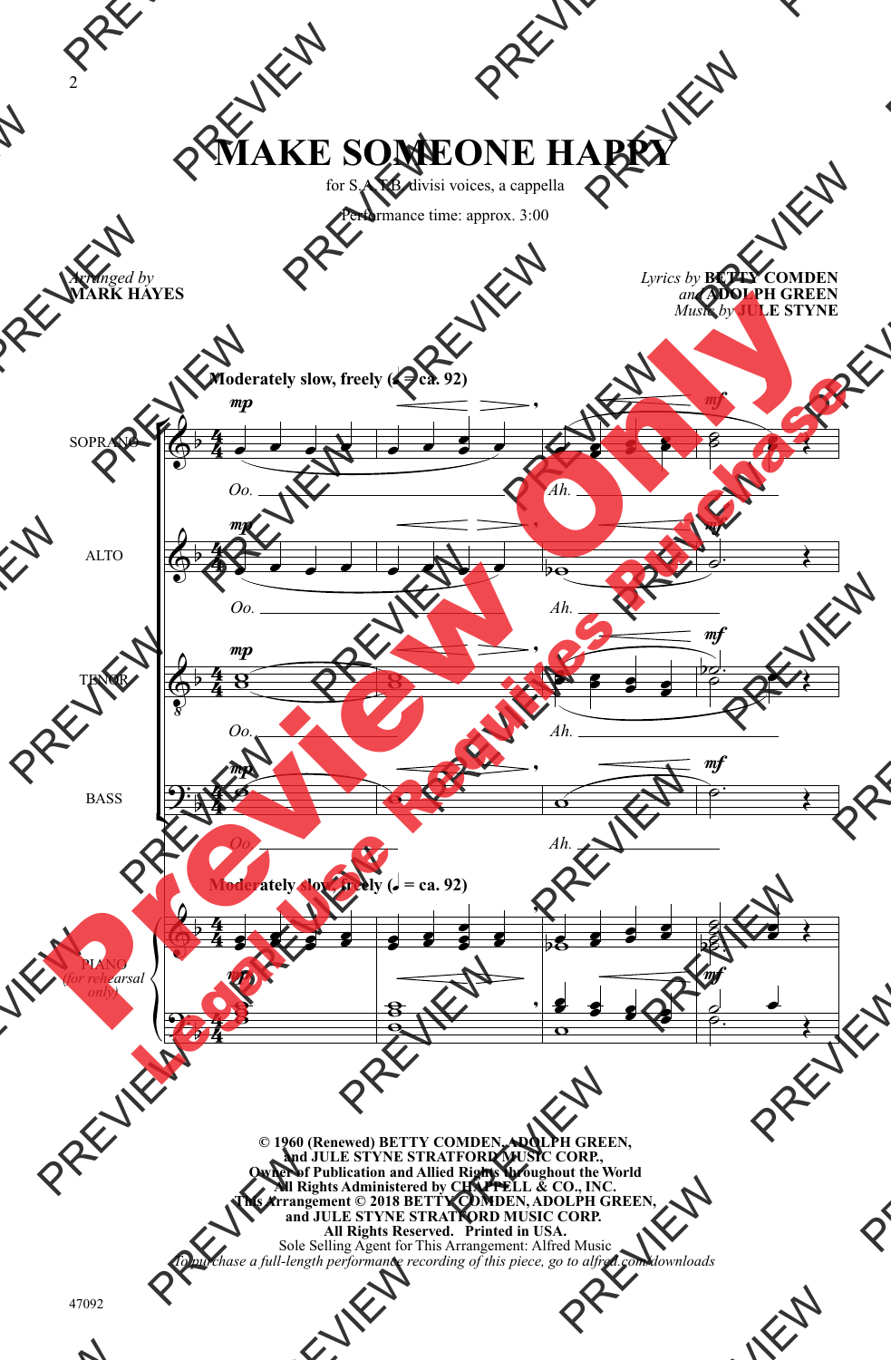# MAKE SOMEONE HAPPY

for S.A.T.B. divisi voices, a cappella

Performance time: approx. 3:00

*Arranged by*
**MARK HAYES**

*Lyrics by* **BETTY COMDEN**
*and* **ADOLPH GREEN**
*Music by* **JULE STYNE**

**Moderately slow, freely (♩ = ca. 92)**

SOPRANO: *Oo. Ah.*

ALTO: *Oo. Ah.*

TENOR: *Oo. Ah.*

BASS: *Oo. Ah.*

PIANO (for rehearsal only)

**© 1960 (Renewed) BETTY COMDEN, ADOLPH GREEN, and JULE STYNE STRATFORD MUSIC CORP., Owner of Publication and Allied Rights throughout the World All Rights Administered by CHAPPELL & CO., INC. This Arrangement © 2018 BETTY COMDEN, ADOLPH GREEN, and JULE STYNE STRATFORD MUSIC CORP. All Rights Reserved. Printed in USA.**
Sole Selling Agent for This Arrangement: Alfred Music
*To purchase a full-length performance recording of this piece, go to alfred.com/downloads*

47092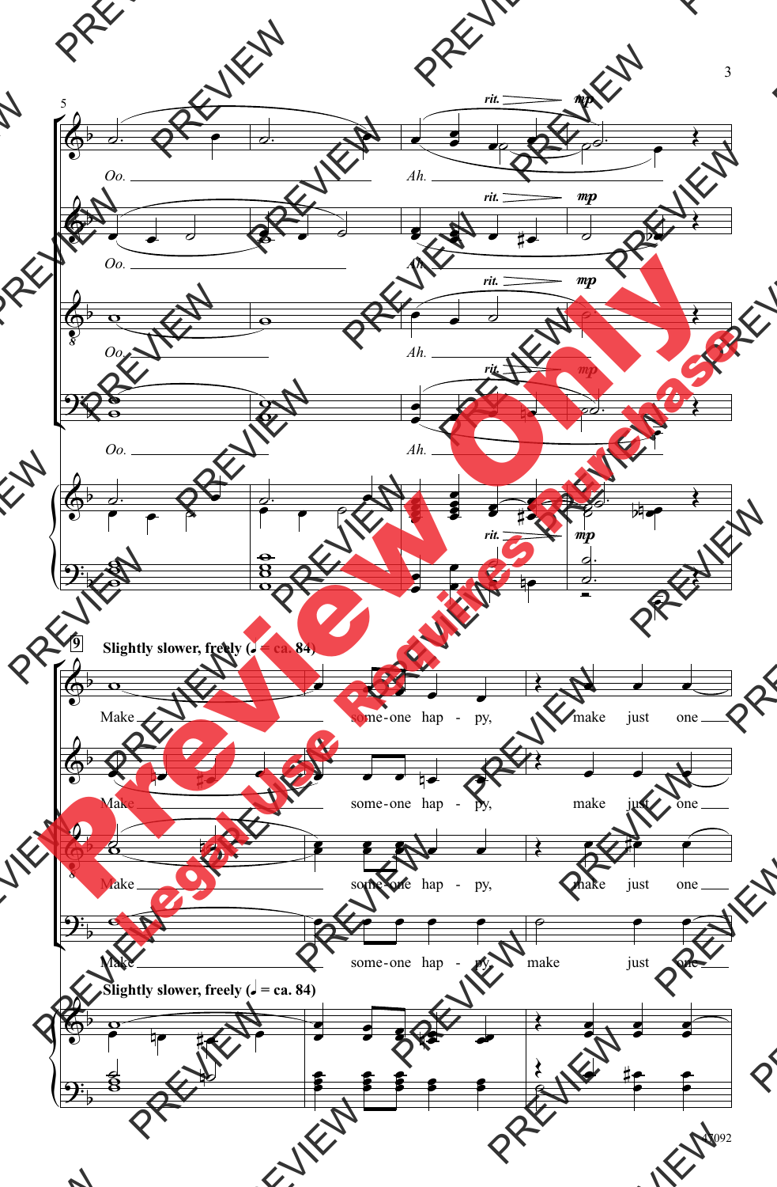Oo. Ah.

*rit.* *mp*

**9** **Slightly slower, freely (♩ = ca. 84)**

Make some-one hap - py, make just one

**Slightly slower, freely (♩ = ca. 84)**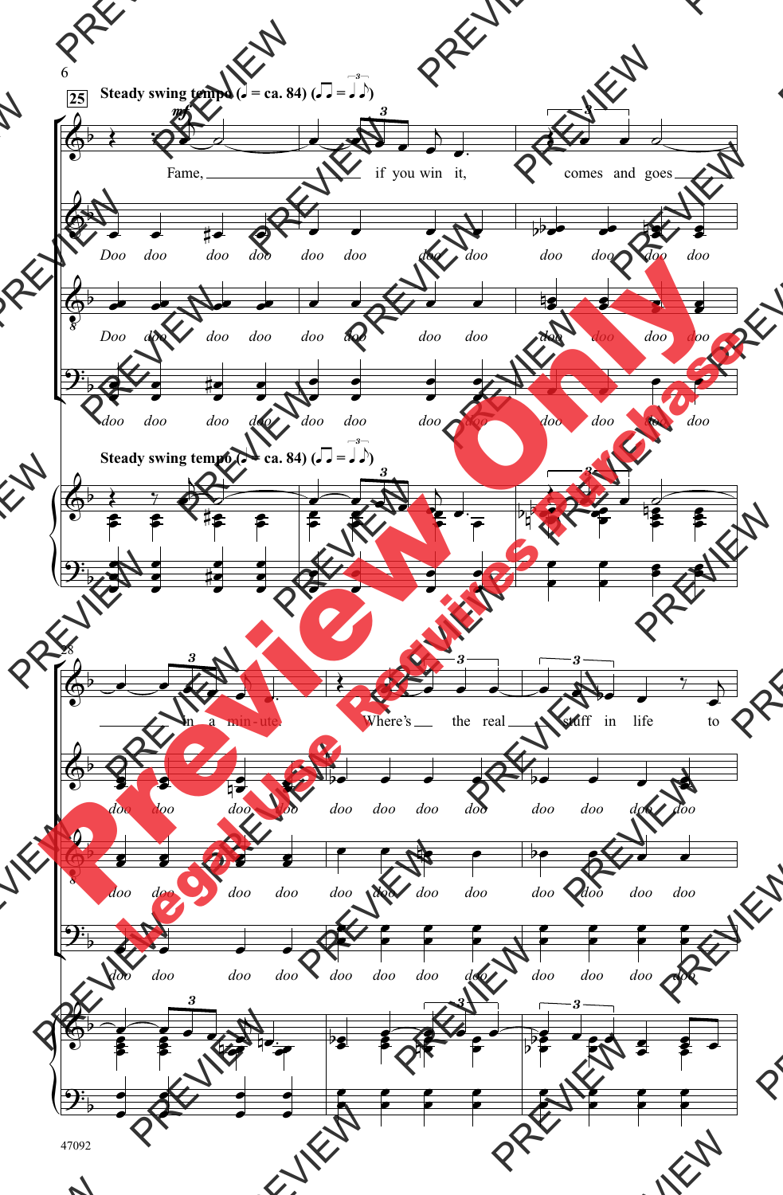**25** Steady swing tempo (♩ = ca. 84) (♫ = ♩♪ triplet)

*mf*

Fame, if you win it, comes and goes

*Doo doo doo doo doo doo doo doo doo doo doo doo*

*Doo doo doo doo doo doo doo doo doo doo doo doo*

*doo doo doo doo doo doo doo doo doo doo doo doo*

Steady swing tempo (♩ = ca. 84) (♫ = ♩♪ triplet)

28

in a min - ute. Where's the real stuff in life to

*doo doo doo doo doo doo doo doo doo doo doo doo*

*doo doo doo doo doo doo doo doo doo doo doo doo*

*doo doo doo doo doo doo doo doo doo doo doo doo*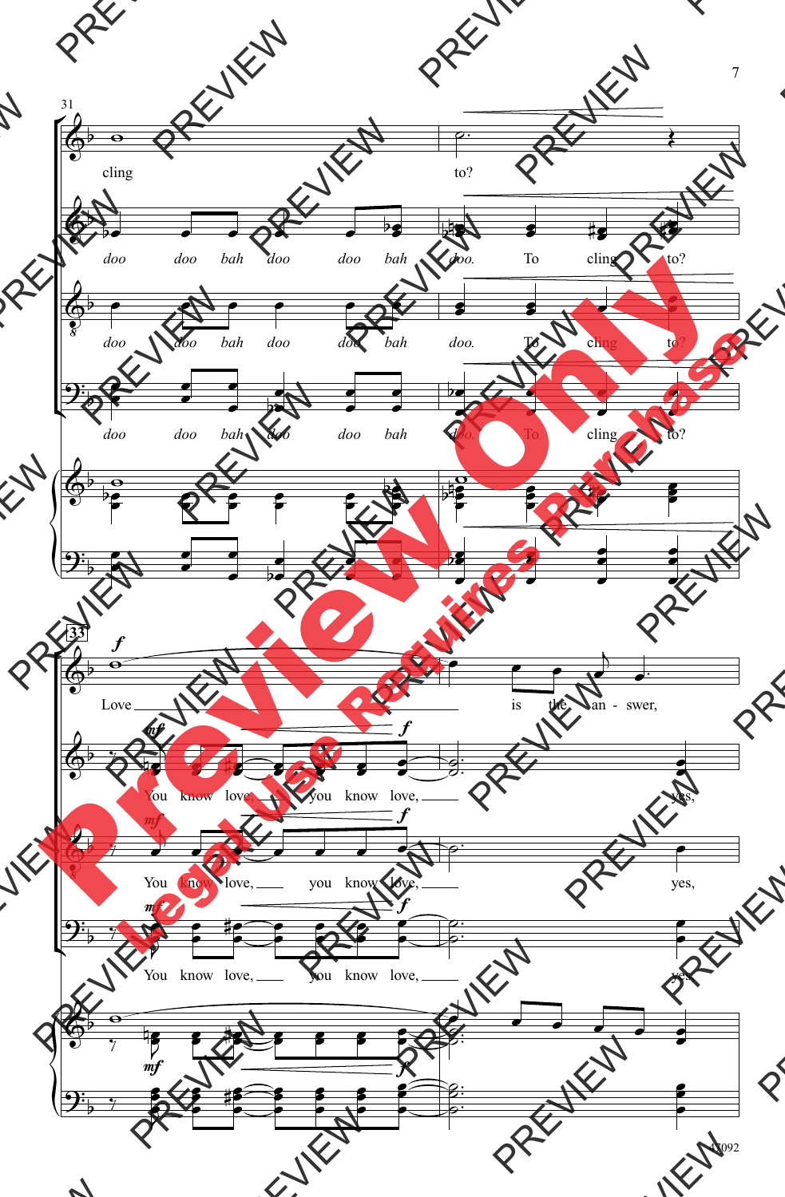31

cling to?

doo doo bah doo doo bah doo. To cling to?

doo doo bah doo doo bah doo. To cling to?

doo doo bah doo doo bah doo. To cling to?

33

*f*

Love is the an - swer,

*mf* *f*

You know love, you know love, yes,

*mf* *f*

You know love, you know love, yes,

*mf* *f*

You know love, you know love, yes,

*mf* *f*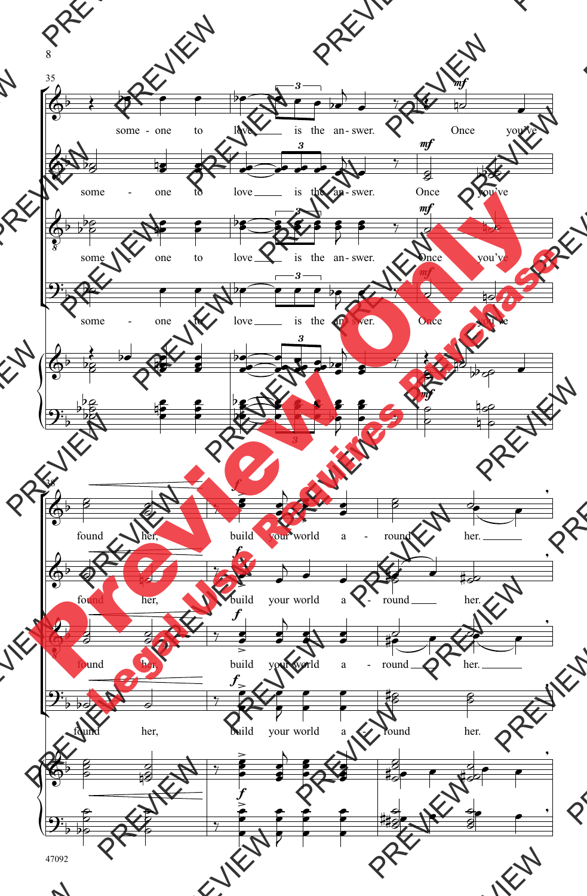35

some - one to love is the an - swer. Once you've

some - one to love is the an - swer. Once you've

some one to love is the an - swer. Once you've

some - one to love is the an - swer. Once you've

38

found her, build your world a - round her.

found her, build your world a - round her.

found her, build your world a - round her.

found her, build your world a - round her.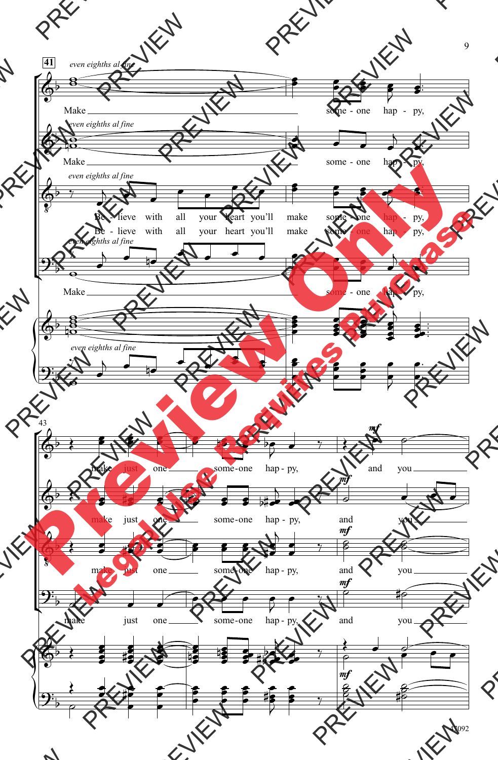41 *even eighths al fine*

Make some - one hap - py,

Make some - one hap - py,

Be - lieve with all your heart you'll make some - one hap - py,

Be - lieve with all your heart you'll make some - one hap - py,

Make some - one hap - py,

43

make just one some-one hap - py, and you

make just one some-one hap - py, and you

make just one some-one hap - py, and you

make just one some-one hap - py, and you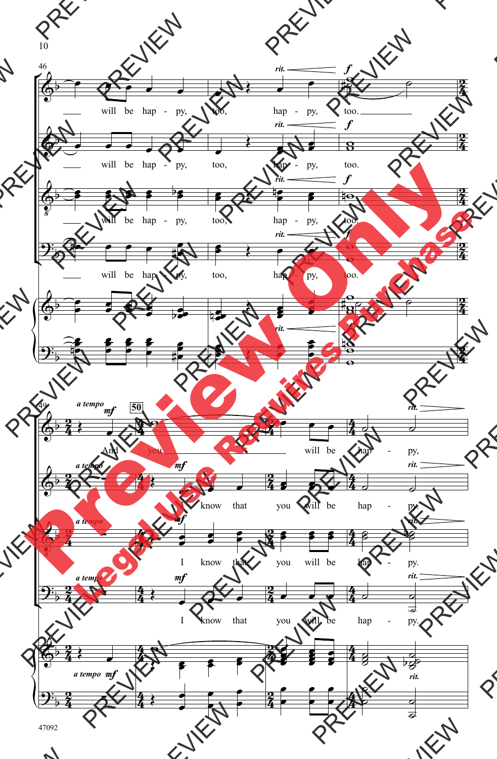will be hap - py, too, hap - py, too.

will be hap - py, too, hap - py, too.

will be hap - py, too, hap - py, too.

will be hap - py, too, hap - py, too.

*rit.* **f**

*a tempo* **mf**

And you will be hap - py,

I know that you will be hap - py.

I know that you will be hap - py.

I know that you will be hap - py.

*rit.*